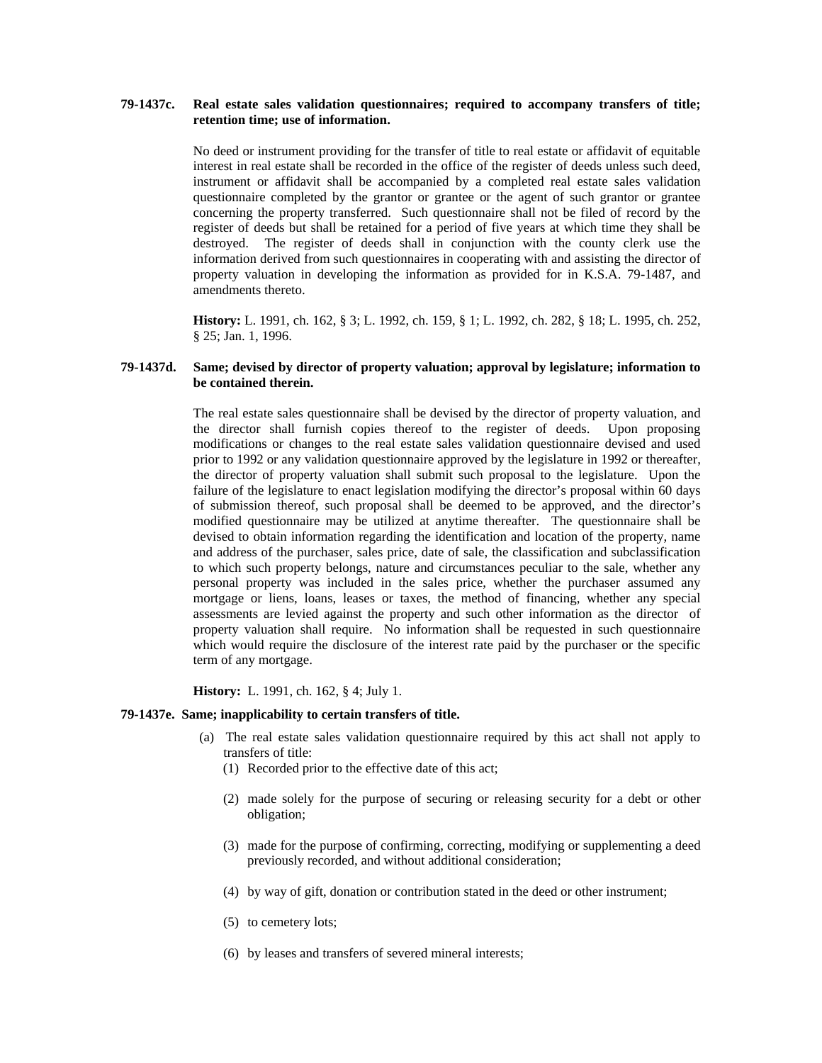**79-1437c. Real estate sales validation questionnaires; required to accompany transfers of title; retention time; use of information.**

No deed or instrument providing for the transfer of title to real estate or affidavit of equitable interest in real estate shall be recorded in the office of the register of deeds unless such deed, instrument or affidavit shall be accompanied by a completed real estate sales validation questionnaire completed by the grantor or grantee or the agent of such grantor or grantee concerning the property transferred. Such questionnaire shall not be filed of record by the register of deeds but shall be retained for a period of five years at which time they shall be destroyed. The register of deeds shall in conjunction with the county clerk use the information derived from such questionnaires in cooperating with and assisting the director of property valuation in developing the information as provided for in K.S.A. 79-1487, and amendments thereto.

**History:** L. 1991, ch. 162, § 3; L. 1992, ch. 159, § 1; L. 1992, ch. 282, § 18; L. 1995, ch. 252, § 25; Jan. 1, 1996.

**79-1437d. Same; devised by director of property valuation; approval by legislature; information to be contained therein.**

The real estate sales questionnaire shall be devised by the director of property valuation, and the director shall furnish copies thereof to the register of deeds. Upon proposing modifications or changes to the real estate sales validation questionnaire devised and used prior to 1992 or any validation questionnaire approved by the legislature in 1992 or thereafter, the director of property valuation shall submit such proposal to the legislature. Upon the failure of the legislature to enact legislation modifying the director's proposal within 60 days of submission thereof, such proposal shall be deemed to be approved, and the director's modified questionnaire may be utilized at anytime thereafter. The questionnaire shall be devised to obtain information regarding the identification and location of the property, name and address of the purchaser, sales price, date of sale, the classification and subclassification to which such property belongs, nature and circumstances peculiar to the sale, whether any personal property was included in the sales price, whether the purchaser assumed any mortgage or liens, loans, leases or taxes, the method of financing, whether any special assessments are levied against the property and such other information as the director of property valuation shall require. No information shall be requested in such questionnaire which would require the disclosure of the interest rate paid by the purchaser or the specific term of any mortgage.

**History:** L. 1991, ch. 162, § 4; July 1.

**79-1437e. Same; inapplicability to certain transfers of title.**

(a) The real estate sales validation questionnaire required by this act shall not apply to transfers of title:

(1) Recorded prior to the effective date of this act;

(2) made solely for the purpose of securing or releasing security for a debt or other obligation;

(3) made for the purpose of confirming, correcting, modifying or supplementing a deed previously recorded, and without additional consideration;

(4) by way of gift, donation or contribution stated in the deed or other instrument;

(5) to cemetery lots;

(6) by leases and transfers of severed mineral interests;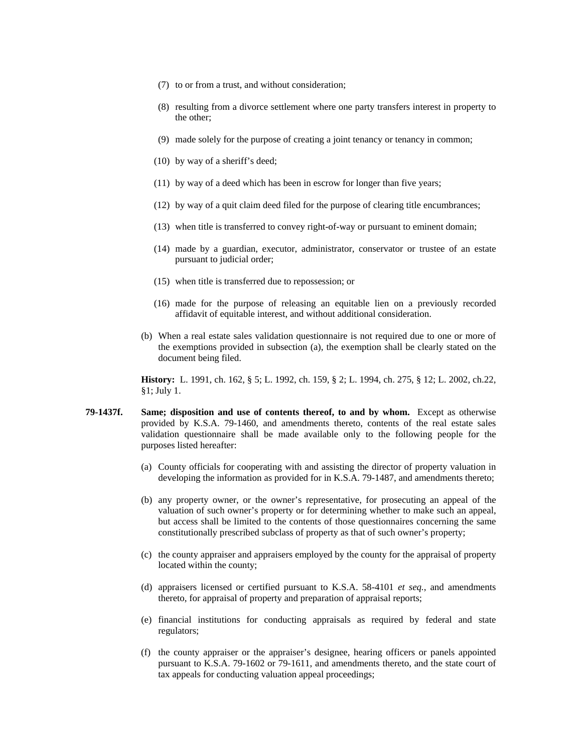(7) to or from a trust, and without consideration;

(8) resulting from a divorce settlement where one party transfers interest in property to the other;

(9) made solely for the purpose of creating a joint tenancy or tenancy in common;

(10) by way of a sheriff's deed;

(11) by way of a deed which has been in escrow for longer than five years;

(12) by way of a quit claim deed filed for the purpose of clearing title encumbrances;

(13) when title is transferred to convey right-of-way or pursuant to eminent domain;

(14) made by a guardian, executor, administrator, conservator or trustee of an estate pursuant to judicial order;

(15) when title is transferred due to repossession; or

(16) made for the purpose of releasing an equitable lien on a previously recorded affidavit of equitable interest, and without additional consideration.

(b) When a real estate sales validation questionnaire is not required due to one or more of the exemptions provided in subsection (a), the exemption shall be clearly stated on the document being filed.

**History:** L. 1991, ch. 162, § 5; L. 1992, ch. 159, § 2; L. 1994, ch. 275, § 12; L. 2002, ch.22, §1; July 1.

**79-1437f. Same; disposition and use of contents thereof, to and by whom.** Except as otherwise provided by K.S.A. 79-1460, and amendments thereto, contents of the real estate sales validation questionnaire shall be made available only to the following people for the purposes listed hereafter:

(a) County officials for cooperating with and assisting the director of property valuation in developing the information as provided for in K.S.A. 79-1487, and amendments thereto;

(b) any property owner, or the owner's representative, for prosecuting an appeal of the valuation of such owner's property or for determining whether to make such an appeal, but access shall be limited to the contents of those questionnaires concerning the same constitutionally prescribed subclass of property as that of such owner's property;

(c) the county appraiser and appraisers employed by the county for the appraisal of property located within the county;

(d) appraisers licensed or certified pursuant to K.S.A. 58-4101 *et seq.*, and amendments thereto, for appraisal of property and preparation of appraisal reports;

(e) financial institutions for conducting appraisals as required by federal and state regulators;

(f) the county appraiser or the appraiser's designee, hearing officers or panels appointed pursuant to K.S.A. 79-1602 or 79-1611, and amendments thereto, and the state court of tax appeals for conducting valuation appeal proceedings;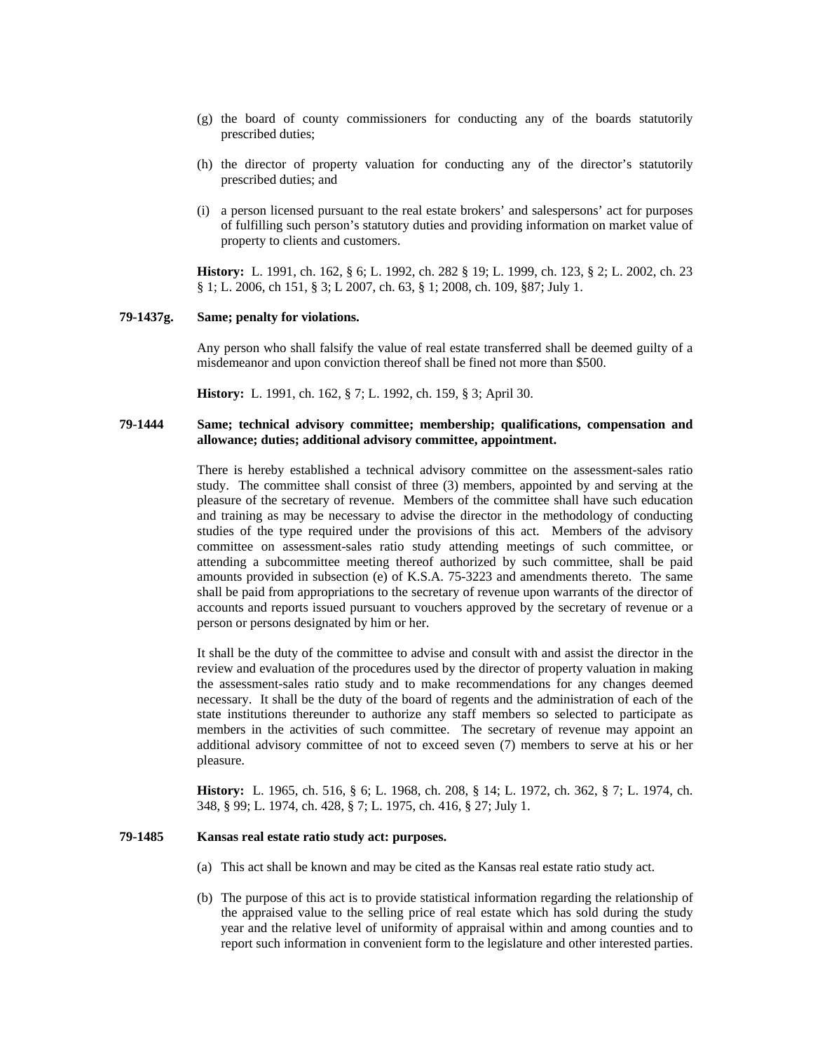(g) the board of county commissioners for conducting any of the boards statutorily prescribed duties;

(h) the director of property valuation for conducting any of the director's statutorily prescribed duties; and

(i) a person licensed pursuant to the real estate brokers' and salespersons' act for purposes of fulfilling such person's statutory duties and providing information on market value of property to clients and customers.

**History:** L. 1991, ch. 162, § 6; L. 1992, ch. 282 § 19; L. 1999, ch. 123, § 2; L. 2002, ch. 23 § 1; L. 2006, ch 151, § 3; L 2007, ch. 63, § 1; 2008, ch. 109, §87; July 1.

**79-1437g. Same; penalty for violations.**

Any person who shall falsify the value of real estate transferred shall be deemed guilty of a misdemeanor and upon conviction thereof shall be fined not more than $500.

**History:** L. 1991, ch. 162, § 7; L. 1992, ch. 159, § 3; April 30.

**79-1444 Same; technical advisory committee; membership; qualifications, compensation and allowance; duties; additional advisory committee, appointment.**

There is hereby established a technical advisory committee on the assessment-sales ratio study. The committee shall consist of three (3) members, appointed by and serving at the pleasure of the secretary of revenue. Members of the committee shall have such education and training as may be necessary to advise the director in the methodology of conducting studies of the type required under the provisions of this act. Members of the advisory committee on assessment-sales ratio study attending meetings of such committee, or attending a subcommittee meeting thereof authorized by such committee, shall be paid amounts provided in subsection (e) of K.S.A. 75-3223 and amendments thereto. The same shall be paid from appropriations to the secretary of revenue upon warrants of the director of accounts and reports issued pursuant to vouchers approved by the secretary of revenue or a person or persons designated by him or her.

It shall be the duty of the committee to advise and consult with and assist the director in the review and evaluation of the procedures used by the director of property valuation in making the assessment-sales ratio study and to make recommendations for any changes deemed necessary. It shall be the duty of the board of regents and the administration of each of the state institutions thereunder to authorize any staff members so selected to participate as members in the activities of such committee. The secretary of revenue may appoint an additional advisory committee of not to exceed seven (7) members to serve at his or her pleasure.

**History:** L. 1965, ch. 516, § 6; L. 1968, ch. 208, § 14; L. 1972, ch. 362, § 7; L. 1974, ch. 348, § 99; L. 1974, ch. 428, § 7; L. 1975, ch. 416, § 27; July 1.

**79-1485 Kansas real estate ratio study act: purposes.**

(a) This act shall be known and may be cited as the Kansas real estate ratio study act.

(b) The purpose of this act is to provide statistical information regarding the relationship of the appraised value to the selling price of real estate which has sold during the study year and the relative level of uniformity of appraisal within and among counties and to report such information in convenient form to the legislature and other interested parties.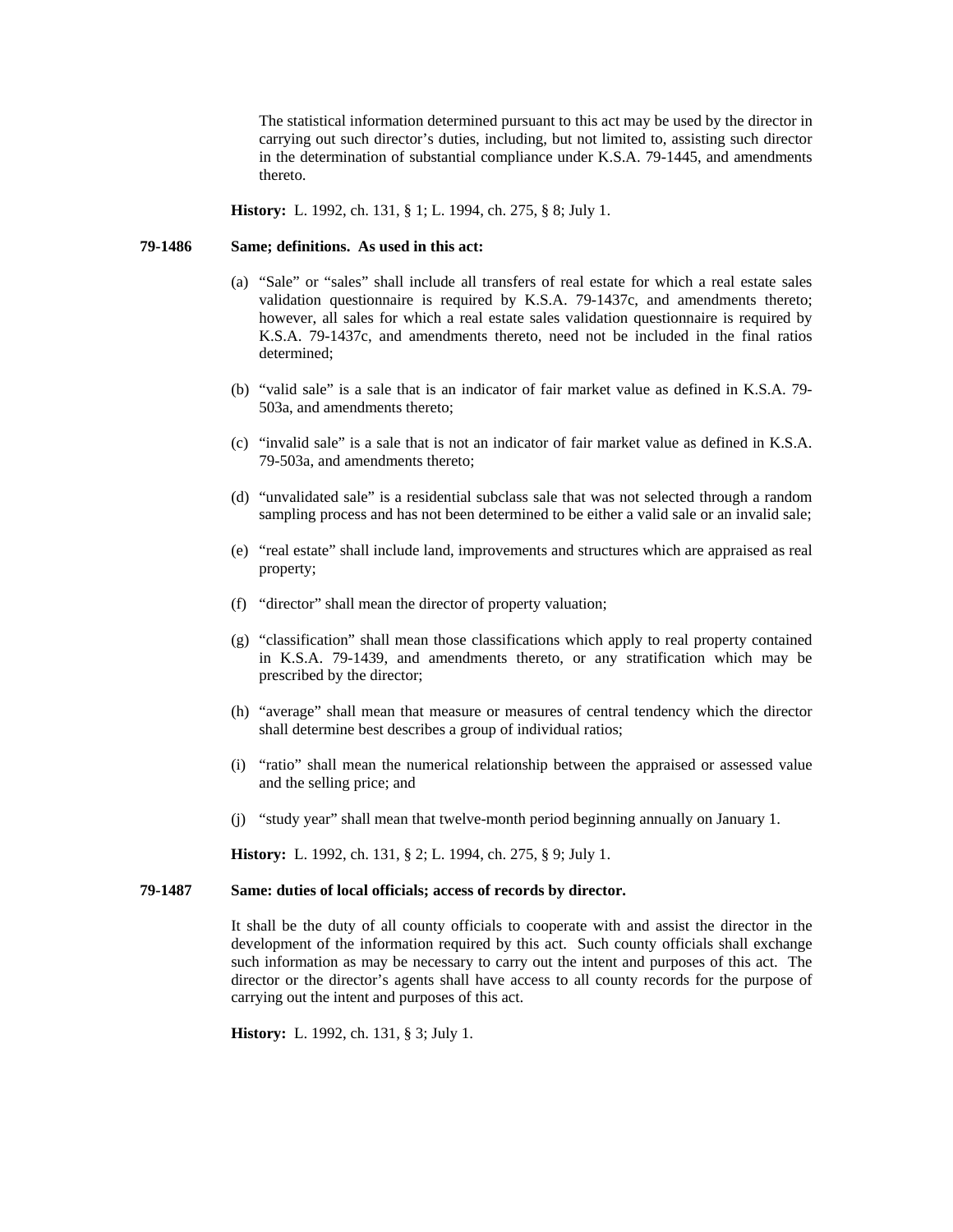The statistical information determined pursuant to this act may be used by the director in carrying out such director's duties, including, but not limited to, assisting such director in the determination of substantial compliance under K.S.A. 79-1445, and amendments thereto.

**History:** L. 1992, ch. 131, § 1; L. 1994, ch. 275, § 8; July 1.

**79-1486 Same; definitions. As used in this act:**

(a) "Sale" or "sales" shall include all transfers of real estate for which a real estate sales validation questionnaire is required by K.S.A. 79-1437c, and amendments thereto; however, all sales for which a real estate sales validation questionnaire is required by K.S.A. 79-1437c, and amendments thereto, need not be included in the final ratios determined;

(b) "valid sale" is a sale that is an indicator of fair market value as defined in K.S.A. 79-503a, and amendments thereto;

(c) "invalid sale" is a sale that is not an indicator of fair market value as defined in K.S.A. 79-503a, and amendments thereto;

(d) "unvalidated sale" is a residential subclass sale that was not selected through a random sampling process and has not been determined to be either a valid sale or an invalid sale;

(e) "real estate" shall include land, improvements and structures which are appraised as real property;

(f) "director" shall mean the director of property valuation;

(g) "classification" shall mean those classifications which apply to real property contained in K.S.A. 79-1439, and amendments thereto, or any stratification which may be prescribed by the director;

(h) "average" shall mean that measure or measures of central tendency which the director shall determine best describes a group of individual ratios;

(i) "ratio" shall mean the numerical relationship between the appraised or assessed value and the selling price; and

(j) "study year" shall mean that twelve-month period beginning annually on January 1.

**History:** L. 1992, ch. 131, § 2; L. 1994, ch. 275, § 9; July 1.

**79-1487 Same: duties of local officials; access of records by director.**

It shall be the duty of all county officials to cooperate with and assist the director in the development of the information required by this act. Such county officials shall exchange such information as may be necessary to carry out the intent and purposes of this act. The director or the director's agents shall have access to all county records for the purpose of carrying out the intent and purposes of this act.

**History:** L. 1992, ch. 131, § 3; July 1.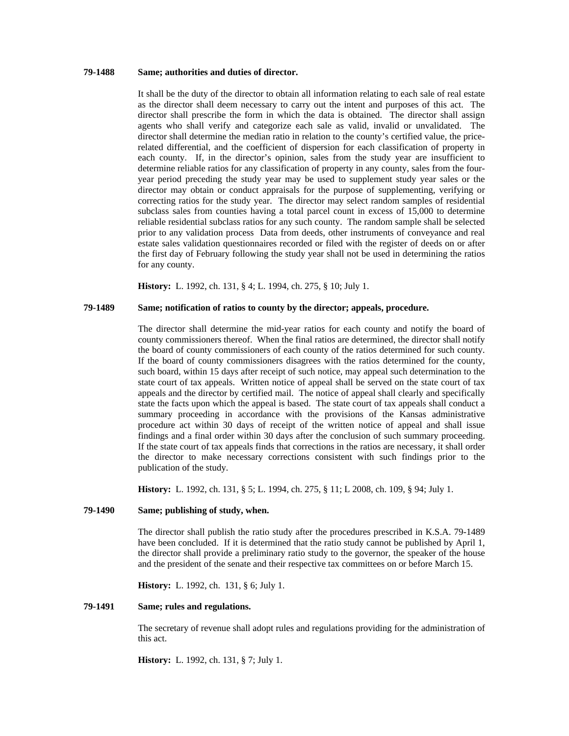**79-1488 Same; authorities and duties of director.**

It shall be the duty of the director to obtain all information relating to each sale of real estate as the director shall deem necessary to carry out the intent and purposes of this act. The director shall prescribe the form in which the data is obtained. The director shall assign agents who shall verify and categorize each sale as valid, invalid or unvalidated. The director shall determine the median ratio in relation to the county's certified value, the price-related differential, and the coefficient of dispersion for each classification of property in each county. If, in the director's opinion, sales from the study year are insufficient to determine reliable ratios for any classification of property in any county, sales from the four-year period preceding the study year may be used to supplement study year sales or the director may obtain or conduct appraisals for the purpose of supplementing, verifying or correcting ratios for the study year. The director may select random samples of residential subclass sales from counties having a total parcel count in excess of 15,000 to determine reliable residential subclass ratios for any such county. The random sample shall be selected prior to any validation process Data from deeds, other instruments of conveyance and real estate sales validation questionnaires recorded or filed with the register of deeds on or after the first day of February following the study year shall not be used in determining the ratios for any county.

**History:** L. 1992, ch. 131, § 4; L. 1994, ch. 275, § 10; July 1.

**79-1489 Same; notification of ratios to county by the director; appeals, procedure.**

The director shall determine the mid-year ratios for each county and notify the board of county commissioners thereof. When the final ratios are determined, the director shall notify the board of county commissioners of each county of the ratios determined for such county. If the board of county commissioners disagrees with the ratios determined for the county, such board, within 15 days after receipt of such notice, may appeal such determination to the state court of tax appeals. Written notice of appeal shall be served on the state court of tax appeals and the director by certified mail. The notice of appeal shall clearly and specifically state the facts upon which the appeal is based. The state court of tax appeals shall conduct a summary proceeding in accordance with the provisions of the Kansas administrative procedure act within 30 days of receipt of the written notice of appeal and shall issue findings and a final order within 30 days after the conclusion of such summary proceeding. If the state court of tax appeals finds that corrections in the ratios are necessary, it shall order the director to make necessary corrections consistent with such findings prior to the publication of the study.

**History:** L. 1992, ch. 131, § 5; L. 1994, ch. 275, § 11; L 2008, ch. 109, § 94; July 1.

**79-1490 Same; publishing of study, when.**

The director shall publish the ratio study after the procedures prescribed in K.S.A. 79-1489 have been concluded. If it is determined that the ratio study cannot be published by April 1, the director shall provide a preliminary ratio study to the governor, the speaker of the house and the president of the senate and their respective tax committees on or before March 15.

**History:** L. 1992, ch. 131, § 6; July 1.

**79-1491 Same; rules and regulations.**

The secretary of revenue shall adopt rules and regulations providing for the administration of this act.

**History:** L. 1992, ch. 131, § 7; July 1.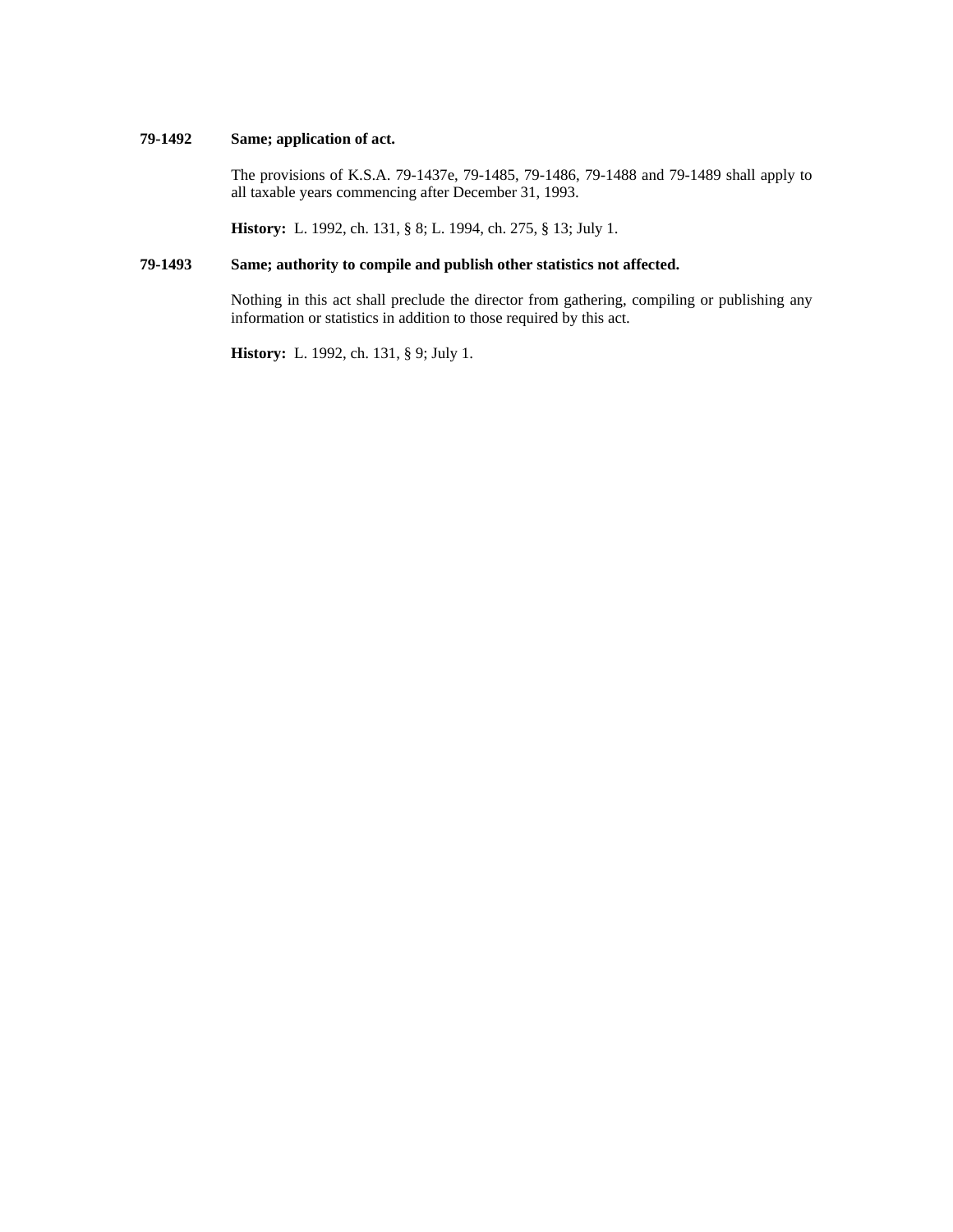**79-1492 Same; application of act.**

The provisions of K.S.A. 79-1437e, 79-1485, 79-1486, 79-1488 and 79-1489 shall apply to all taxable years commencing after December 31, 1993.

**History:** L. 1992, ch. 131, § 8; L. 1994, ch. 275, § 13; July 1.

**79-1493 Same; authority to compile and publish other statistics not affected.**

Nothing in this act shall preclude the director from gathering, compiling or publishing any information or statistics in addition to those required by this act.

**History:** L. 1992, ch. 131, § 9; July 1.